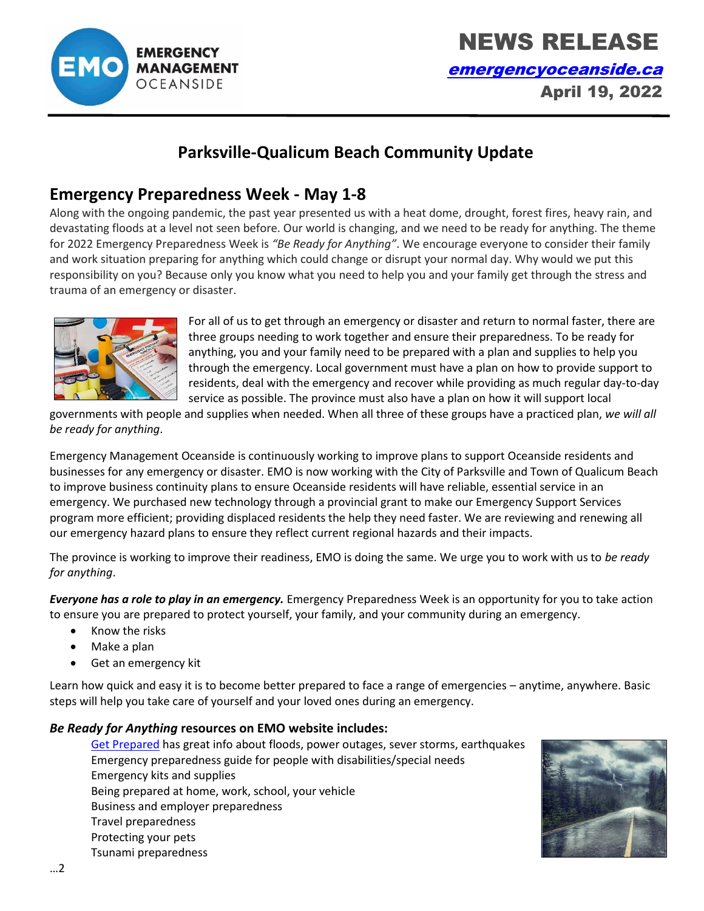EMO EMERGENCY MANAGEMENT OCEANSIDE

# NEWS RELEASE

[emergencyoceanside.ca](emergencyoceanside.ca)

**April 19, 2022**

## Parkesville-Qualicum Beach Community Update

## Emergency Preparedness Week - May 1-8

Along with the ongoing pandemic, the past year presented us with a heat dome, drought, forest fires, heavy rain, and devastating floods at a level not seen before. Our world is changing, and we need to be ready for anything. The theme for 2022 Emergency Preparedness Week is *"Be Ready for Anything"*. We encourage everyone to consider their family and work situation preparing for anything which could change or disrupt your normal day. Why would we put this responsibility on you? Because only you know what you need to help you and your family get through the stress and trauma of an emergency or disaster.

For all of us to get through an emergency or disaster and return to normal faster, there are three groups needing to work together and ensure their preparedness. To be ready for anything, you and your family need to be prepared with a plan and supplies to help you through the emergency. Local government must have a plan on how to provide support to residents, deal with the emergency and recover while providing as much regular day-to-day service as possible. The province must also have a plan on how it will support local governments with people and supplies when needed. When all three of these groups have a practiced plan, *we will all be ready for anything*.

Emergency Management Oceanside is continuously working to improve plans to support Oceanside residents and businesses for any emergency or disaster. EMO is now working with the City of Parksville and Town of Qualicum Beach to improve business continuity plans to ensure Oceanside residents will have reliable, essential service in an emergency. We purchased new technology through a provincial grant to make our Emergency Support Services program more efficient; providing displaced residents the help they need faster. We are reviewing and renewing all our emergency hazard plans to ensure they reflect current regional hazards and their impacts.

The province is working to improve their readiness, EMO is doing the same. We urge you to work with us to *be ready for anything*.

***Everyone has a role to play in an emergency.*** Emergency Preparedness Week is an opportunity for you to take action to ensure you are prepared to protect yourself, your family, and your community during an emergency.

- Know the risks
- Make a plan
- Get an emergency kit

Learn how quick and easy it is to become better prepared to face a range of emergencies – anytime, anywhere. Basic steps will help you take care of yourself and your loved ones during an emergency.

***Be Ready for Anything* resources on EMO website includes:**

Get Prepared has great info about floods, power outages, sever storms, earthquakes
Emergency preparedness guide for people with disabilities/special needs
Emergency kits and supplies
Being prepared at home, work, school, your vehicle
Business and employer preparedness
Travel preparedness
Protecting your pets
Tsunami preparedness

…2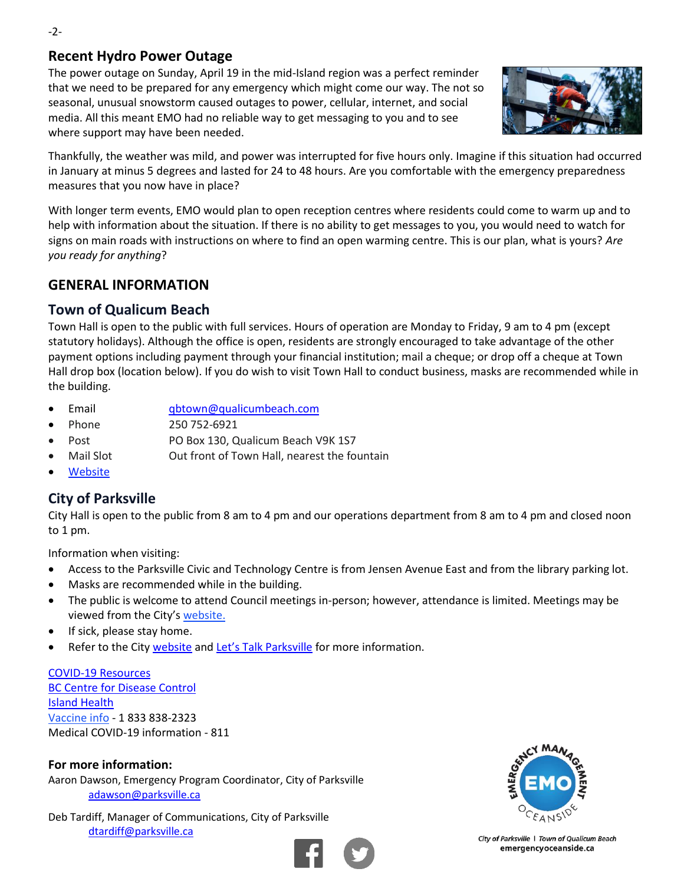## Recent Hydro Power Outage

The power outage on Sunday, April 19 in the mid-Island region was a perfect reminder that we need to be prepared for any emergency which might come our way. The not so seasonal, unusual snowstorm caused outages to power, cellular, internet, and social media. All this meant EMO had no reliable way to get messaging to you and to see where support may have been needed.

Thankfully, the weather was mild, and power was interrupted for five hours only. Imagine if this situation had occurred in January at minus 5 degrees and lasted for 24 to 48 hours. Are you comfortable with the emergency preparedness measures that you now have in place?

With longer term events, EMO would plan to open reception centres where residents could come to warm up and to help with information about the situation. If there is no ability to get messages to you, you would need to watch for signs on main roads with instructions on where to find an open warming centre. This is our plan, what is yours? *Are you ready for anything*?

# GENERAL INFORMATION

## Town of Qualicum Beach

Town Hall is open to the public with full services. Hours of operation are Monday to Friday, 9 am to 4 pm (except statutory holidays). Although the office is open, residents are strongly encouraged to take advantage of the other payment options including payment through your financial institution; mail a cheque; or drop off a cheque at Town Hall drop box (location below). If you do wish to visit Town Hall to conduct business, masks are recommended while in the building.

- Email qbtown@qualicumbeach.com
- Phone 250 752-6921
- Post PO Box 130, Qualicum Beach V9K 1S7
- Mail Slot Out front of Town Hall, nearest the fountain
- Website

## City of Parksville

City Hall is open to the public from 8 am to 4 pm and our operations department from 8 am to 4 pm and closed noon to 1 pm.

Information when visiting:

- Access to the Parksville Civic and Technology Centre is from Jensen Avenue East and from the library parking lot.
- Masks are recommended while in the building.
- The public is welcome to attend Council meetings in-person; however, attendance is limited. Meetings may be viewed from the City's website.
- If sick, please stay home.
- Refer to the City website and Let's Talk Parksville for more information.

COVID-19 Resources
BC Centre for Disease Control
Island Health
Vaccine info - 1 833 838-2323
Medical COVID-19 information - 811

**For more information:**

Aaron Dawson, Emergency Program Coordinator, City of Parksville
adawson@parksville.ca

Deb Tardiff, Manager of Communications, City of Parksville
dtardiff@parksville.ca

City of Parksville | Town of Qualicum Beach
emergencyoceanside.ca